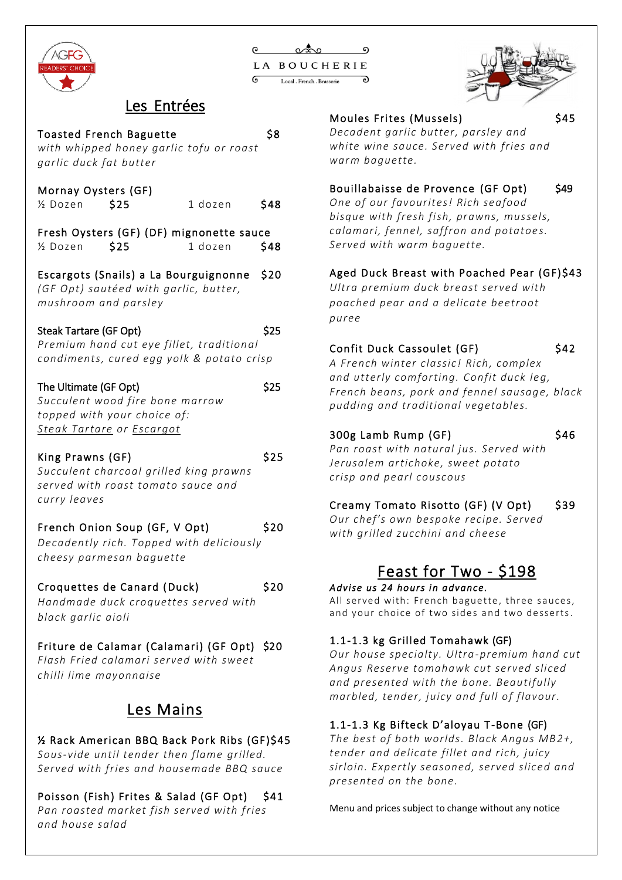LA BOUCHERIE

Local . French . Brasserie

AGFG READERS' CHOICE

## Les Entrées

**Toasted French Baguette** $8
*with whipped honey garlic tofu or roast garlic duck fat butter*

**Mornay Oysters (GF)**
½ Dozen $25 1 dozen $48

**Fresh Oysters (GF) (DF) mignonette sauce**
½ Dozen $25 1 dozen $48

**Escargots (Snails) a La Bourguignonne** $20
*(GF Opt) sautéed with garlic, butter, mushroom and parsley*

**Steak Tartare (GF Opt)** $25
*Premium hand cut eye fillet, traditional condiments, cured egg yolk & potato crisp*

**The Ultimate (GF Opt)** $25
*Succulent wood fire bone marrow topped with your choice of: Steak Tartare or Escargot*

**King Prawns (GF)** $25
*Succulent charcoal grilled king prawns served with roast tomato sauce and curry leaves*

**French Onion Soup (GF, V Opt)** $20
*Decadently rich. Topped with deliciously cheesy parmesan baguette*

**Croquettes de Canard (Duck)** $20
*Handmade duck croquettes served with black garlic aioli*

**Friture de Calamar (Calamari) (GF Opt)** $20
*Flash Fried calamari served with sweet chilli lime mayonnaise*

## Les Mains

**½ Rack American BBQ Back Pork Ribs (GF)** $45
*Sous-vide until tender then flame grilled. Served with fries and housemade BBQ sauce*

**Poisson (Fish) Frites & Salad (GF Opt)** $41
*Pan roasted market fish served with fries and house salad*

**Moules Frites (Mussels)** $45
*Decadent garlic butter, parsley and white wine sauce. Served with fries and warm baguette.*

**Bouillabaisse de Provence (GF Opt)** $49
*One of our favourites! Rich seafood bisque with fresh fish, prawns, mussels, calamari, fennel, saffron and potatoes. Served with warm baguette.*

**Aged Duck Breast with Poached Pear (GF)** $43
*Ultra premium duck breast served with poached pear and a delicate beetroot puree*

**Confit Duck Cassoulet (GF)** $42
*A French winter classic! Rich, complex and utterly comforting. Confit duck leg, French beans, pork and fennel sausage, black pudding and traditional vegetables.*

**300g Lamb Rump (GF)** $46
*Pan roast with natural jus. Served with Jerusalem artichoke, sweet potato crisp and pearl couscous*

**Creamy Tomato Risotto (GF) (V Opt)** $39
*Our chef's own bespoke recipe. Served with grilled zucchini and cheese*

## Feast for Two - $198

***Advise us 24 hours in advance.***
All served with: French baguette, three sauces, and your choice of two sides and two desserts.

**1.1-1.3 kg Grilled Tomahawk (GF)**
*Our house specialty. Ultra-premium hand cut Angus Reserve tomahawk cut served sliced and presented with the bone. Beautifully marbled, tender, juicy and full of flavour.*

**1.1-1.3 Kg Bifteck D'aloyau T-Bone (GF)**
*The best of both worlds. Black Angus MB2+, tender and delicate fillet and rich, juicy sirloin. Expertly seasoned, served sliced and presented on the bone.*

Menu and prices subject to change without any notice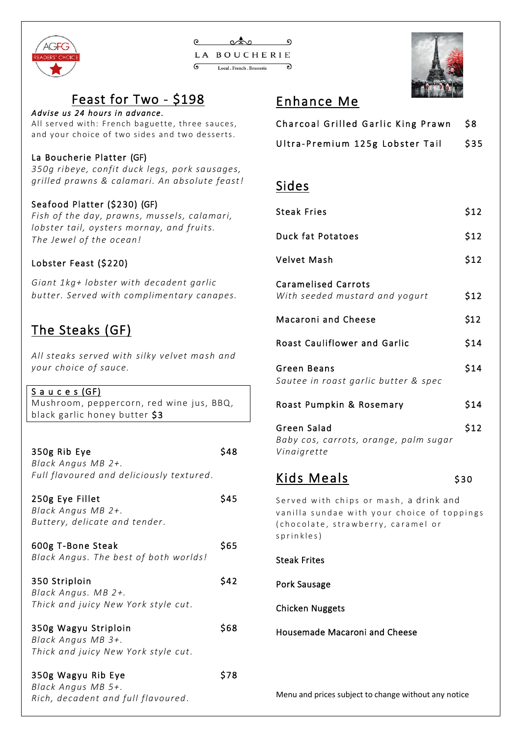LA BOUCHERIE

Local . French . Brasserie

## Feast for Two - $198

***Advise us 24 hours in advance.***
All served with: French baguette, three sauces, and your choice of two sides and two desserts.

**La Boucherie Platter (GF)**
*350g ribeye, confit duck legs, pork sausages, grilled prawns & calamari. An absolute feast!*

**Seafood Platter ($230) (GF)**
*Fish of the day, prawns, mussels, calamari, lobster tail, oysters mornay, and fruits. The Jewel of the ocean!*

**Lobster Feast ($220)**

*Giant 1kg+ lobster with decadent garlic butter. Served with complimentary canapes.*

## The Steaks (GF)

*All steaks served with silky velvet mash and your choice of sauce.*

**Sauces (GF)**
Mushroom, peppercorn, red wine jus, BBQ, black garlic honey butter $3

| | |
|---|---|
| **350g Rib Eye**<br>*Black Angus MB 2+.*<br>*Full flavoured and deliciously textured.* | $48 |
| **250g Eye Fillet**<br>*Black Angus MB 2+.*<br>*Buttery, delicate and tender.* | $45 |
| **600g T-Bone Steak**<br>*Black Angus. The best of both worlds!* | $65 |
| **350 Striploin**<br>*Black Angus. MB 2+.*<br>*Thick and juicy New York style cut.* | $42 |
| **350g Wagyu Striploin**<br>*Black Angus MB 3+.*<br>*Thick and juicy New York style cut.* | $68 |
| **350g Wagyu Rib Eye**<br>*Black Angus MB 5+.*<br>*Rich, decadent and full flavoured.* | $78 |

## Enhance Me

| | |
|---|---|
| Charcoal Grilled Garlic King Prawn | $8 |
| Ultra-Premium 125g Lobster Tail | $35 |

## Sides

| | |
|---|---|
| Steak Fries | $12 |
| Duck fat Potatoes | $12 |
| Velvet Mash | $12 |
| Caramelised Carrots<br>*With seeded mustard and yogurt* | $12 |
| Macaroni and Cheese | $12 |
| Roast Cauliflower and Garlic | $14 |
| Green Beans<br>*Sautee in roast garlic butter & spec* | $14 |
| Roast Pumpkin & Rosemary | $14 |
| Green Salad<br>*Baby cos, carrots, orange, palm sugar Vinaigrette* | $12 |

## Kids Meals $30

Served with chips or mash, a drink and vanilla sundae with your choice of toppings (chocolate, strawberry, caramel or sprinkles)

Steak Frites

Pork Sausage

Chicken Nuggets

Housemade Macaroni and Cheese

Menu and prices subject to change without any notice